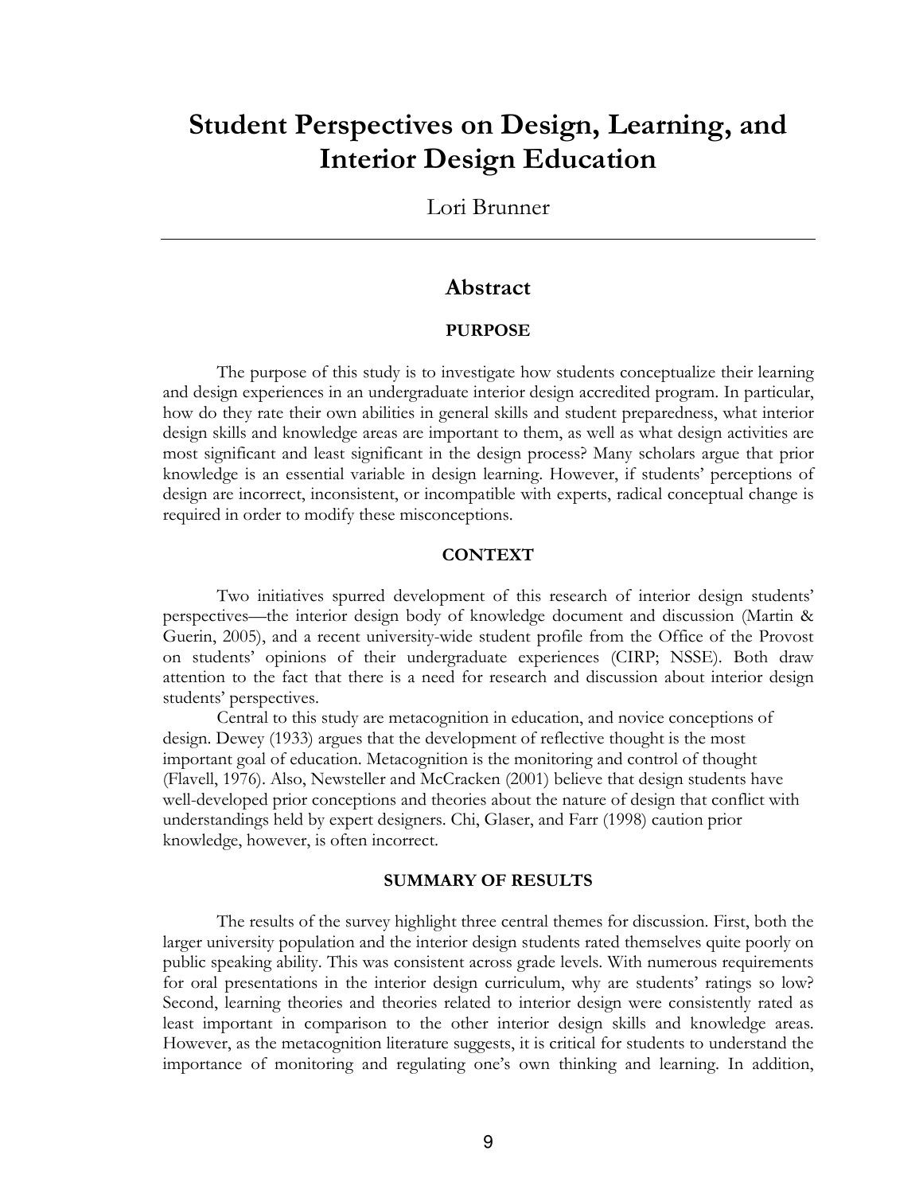# Student Perspectives on Design, Learning, and Interior Design Education

Lori Brunner

---

## Abstract

### PURPOSE

The purpose of this study is to investigate how students conceptualize their learning and design experiences in an undergraduate interior design accredited program. In particular, how do they rate their own abilities in general skills and student preparedness, what interior design skills and knowledge areas are important to them, as well as what design activities are most significant and least significant in the design process? Many scholars argue that prior knowledge is an essential variable in design learning. However, if students' perceptions of design are incorrect, inconsistent, or incompatible with experts, radical conceptual change is required in order to modify these misconceptions.

### CONTEXT

Two initiatives spurred development of this research of interior design students' perspectives—the interior design body of knowledge document and discussion (Martin & Guerin, 2005), and a recent university-wide student profile from the Office of the Provost on students' opinions of their undergraduate experiences (CIRP; NSSE). Both draw attention to the fact that there is a need for research and discussion about interior design students' perspectives.

Central to this study are metacognition in education, and novice conceptions of design. Dewey (1933) argues that the development of reflective thought is the most important goal of education. Metacognition is the monitoring and control of thought (Flavell, 1976). Also, Newsteller and McCracken (2001) believe that design students have well-developed prior conceptions and theories about the nature of design that conflict with understandings held by expert designers. Chi, Glaser, and Farr (1998) caution prior knowledge, however, is often incorrect.

### SUMMARY OF RESULTS

The results of the survey highlight three central themes for discussion. First, both the larger university population and the interior design students rated themselves quite poorly on public speaking ability. This was consistent across grade levels. With numerous requirements for oral presentations in the interior design curriculum, why are students' ratings so low? Second, learning theories and theories related to interior design were consistently rated as least important in comparison to the other interior design skills and knowledge areas. However, as the metacognition literature suggests, it is critical for students to understand the importance of monitoring and regulating one's own thinking and learning. In addition,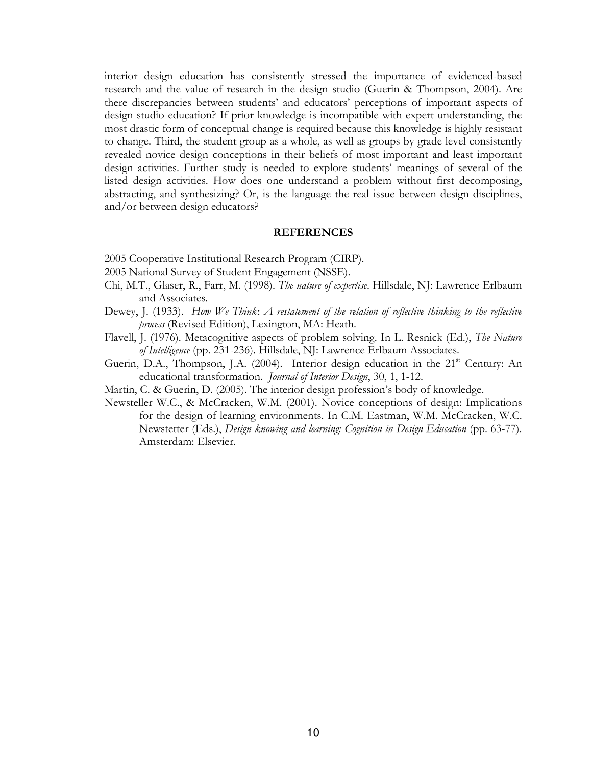interior design education has consistently stressed the importance of evidenced-based research and the value of research in the design studio (Guerin & Thompson, 2004). Are there discrepancies between students' and educators' perceptions of important aspects of design studio education? If prior knowledge is incompatible with expert understanding, the most drastic form of conceptual change is required because this knowledge is highly resistant to change. Third, the student group as a whole, as well as groups by grade level consistently revealed novice design conceptions in their beliefs of most important and least important design activities. Further study is needed to explore students' meanings of several of the listed design activities. How does one understand a problem without first decomposing, abstracting, and synthesizing? Or, is the language the real issue between design disciplines, and/or between design educators?

## REFERENCES

2005 Cooperative Institutional Research Program (CIRP).

2005 National Survey of Student Engagement (NSSE).

Chi, M.T., Glaser, R., Farr, M. (1998). *The nature of expertise*. Hillsdale, NJ: Lawrence Erlbaum and Associates.

Dewey, J. (1933). *How We Think*: *A restatement of the relation of reflective thinking to the reflective process* (Revised Edition), Lexington, MA: Heath.

Flavell, J. (1976). Metacognitive aspects of problem solving. In L. Resnick (Ed.), *The Nature of Intelligence* (pp. 231-236). Hillsdale, NJ: Lawrence Erlbaum Associates.

Guerin, D.A., Thompson, J.A. (2004). Interior design education in the 21st Century: An educational transformation. *Journal of Interior Design*, 30, 1, 1-12.

Martin, C. & Guerin, D. (2005). The interior design profession's body of knowledge.

Newsteller W.C., & McCracken, W.M. (2001). Novice conceptions of design: Implications for the design of learning environments. In C.M. Eastman, W.M. McCracken, W.C. Newstetter (Eds.), *Design knowing and learning: Cognition in Design Education* (pp. 63-77). Amsterdam: Elsevier.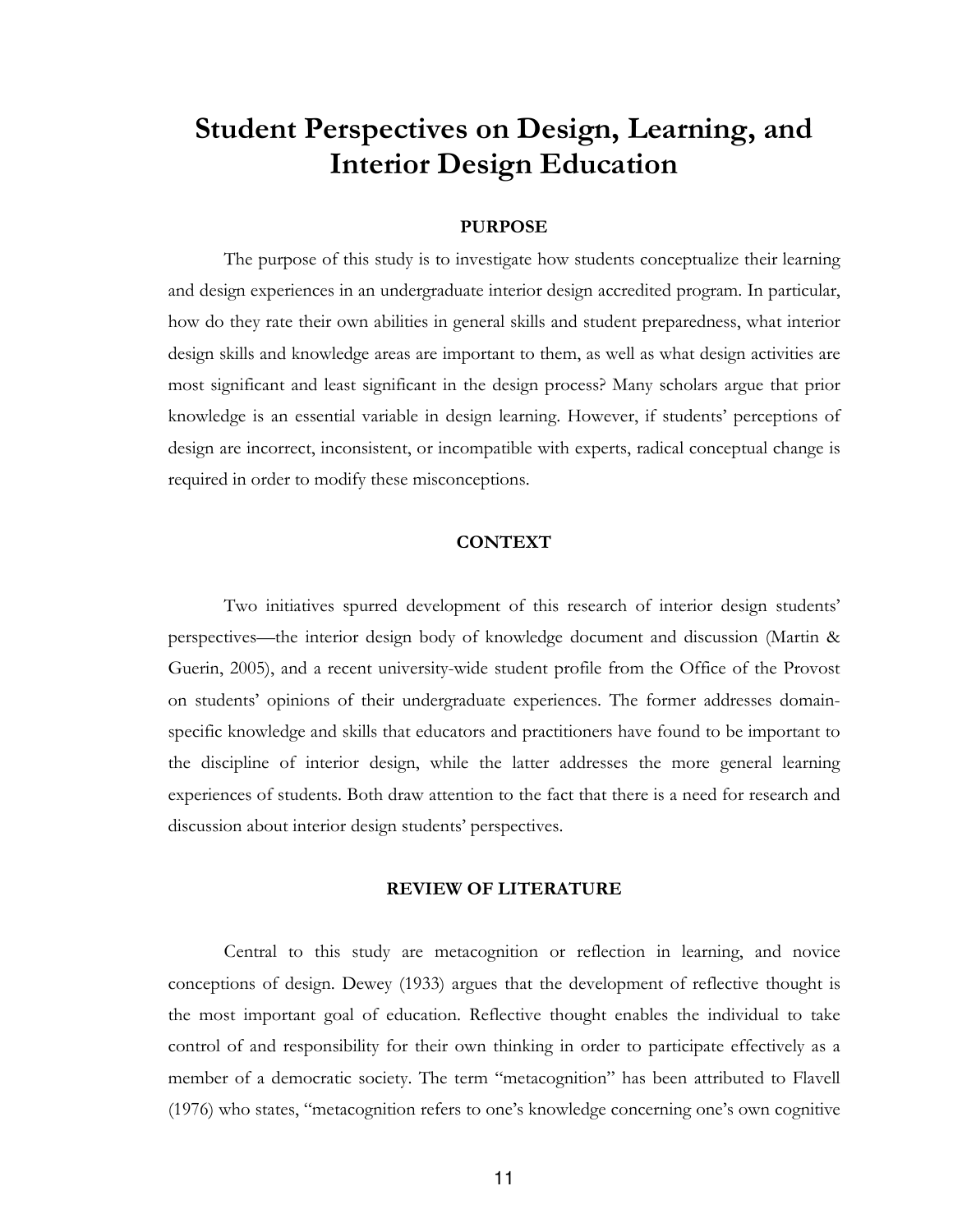# Student Perspectives on Design, Learning, and Interior Design Education

## PURPOSE

The purpose of this study is to investigate how students conceptualize their learning and design experiences in an undergraduate interior design accredited program. In particular, how do they rate their own abilities in general skills and student preparedness, what interior design skills and knowledge areas are important to them, as well as what design activities are most significant and least significant in the design process? Many scholars argue that prior knowledge is an essential variable in design learning. However, if students' perceptions of design are incorrect, inconsistent, or incompatible with experts, radical conceptual change is required in order to modify these misconceptions.

## CONTEXT

Two initiatives spurred development of this research of interior design students' perspectives—the interior design body of knowledge document and discussion (Martin & Guerin, 2005), and a recent university-wide student profile from the Office of the Provost on students' opinions of their undergraduate experiences. The former addresses domain-specific knowledge and skills that educators and practitioners have found to be important to the discipline of interior design, while the latter addresses the more general learning experiences of students. Both draw attention to the fact that there is a need for research and discussion about interior design students' perspectives.

## REVIEW OF LITERATURE

Central to this study are metacognition or reflection in learning, and novice conceptions of design. Dewey (1933) argues that the development of reflective thought is the most important goal of education. Reflective thought enables the individual to take control of and responsibility for their own thinking in order to participate effectively as a member of a democratic society. The term "metacognition" has been attributed to Flavell (1976) who states, "metacognition refers to one's knowledge concerning one's own cognitive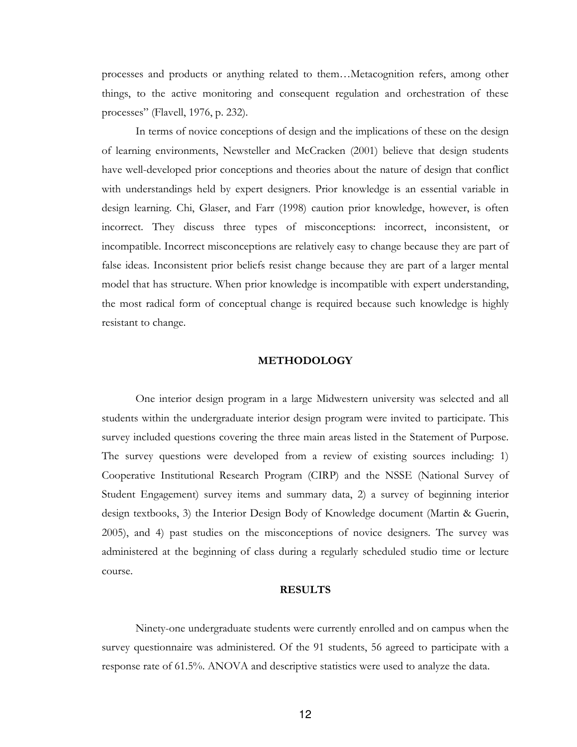processes and products or anything related to them…Metacognition refers, among other things, to the active monitoring and consequent regulation and orchestration of these processes" (Flavell, 1976, p. 232).

In terms of novice conceptions of design and the implications of these on the design of learning environments, Newsteller and McCracken (2001) believe that design students have well-developed prior conceptions and theories about the nature of design that conflict with understandings held by expert designers. Prior knowledge is an essential variable in design learning. Chi, Glaser, and Farr (1998) caution prior knowledge, however, is often incorrect. They discuss three types of misconceptions: incorrect, inconsistent, or incompatible. Incorrect misconceptions are relatively easy to change because they are part of false ideas. Inconsistent prior beliefs resist change because they are part of a larger mental model that has structure. When prior knowledge is incompatible with expert understanding, the most radical form of conceptual change is required because such knowledge is highly resistant to change.

## METHODOLOGY

One interior design program in a large Midwestern university was selected and all students within the undergraduate interior design program were invited to participate. This survey included questions covering the three main areas listed in the Statement of Purpose. The survey questions were developed from a review of existing sources including: 1) Cooperative Institutional Research Program (CIRP) and the NSSE (National Survey of Student Engagement) survey items and summary data, 2) a survey of beginning interior design textbooks, 3) the Interior Design Body of Knowledge document (Martin & Guerin, 2005), and 4) past studies on the misconceptions of novice designers. The survey was administered at the beginning of class during a regularly scheduled studio time or lecture course.

## RESULTS

Ninety-one undergraduate students were currently enrolled and on campus when the survey questionnaire was administered. Of the 91 students, 56 agreed to participate with a response rate of 61.5%. ANOVA and descriptive statistics were used to analyze the data.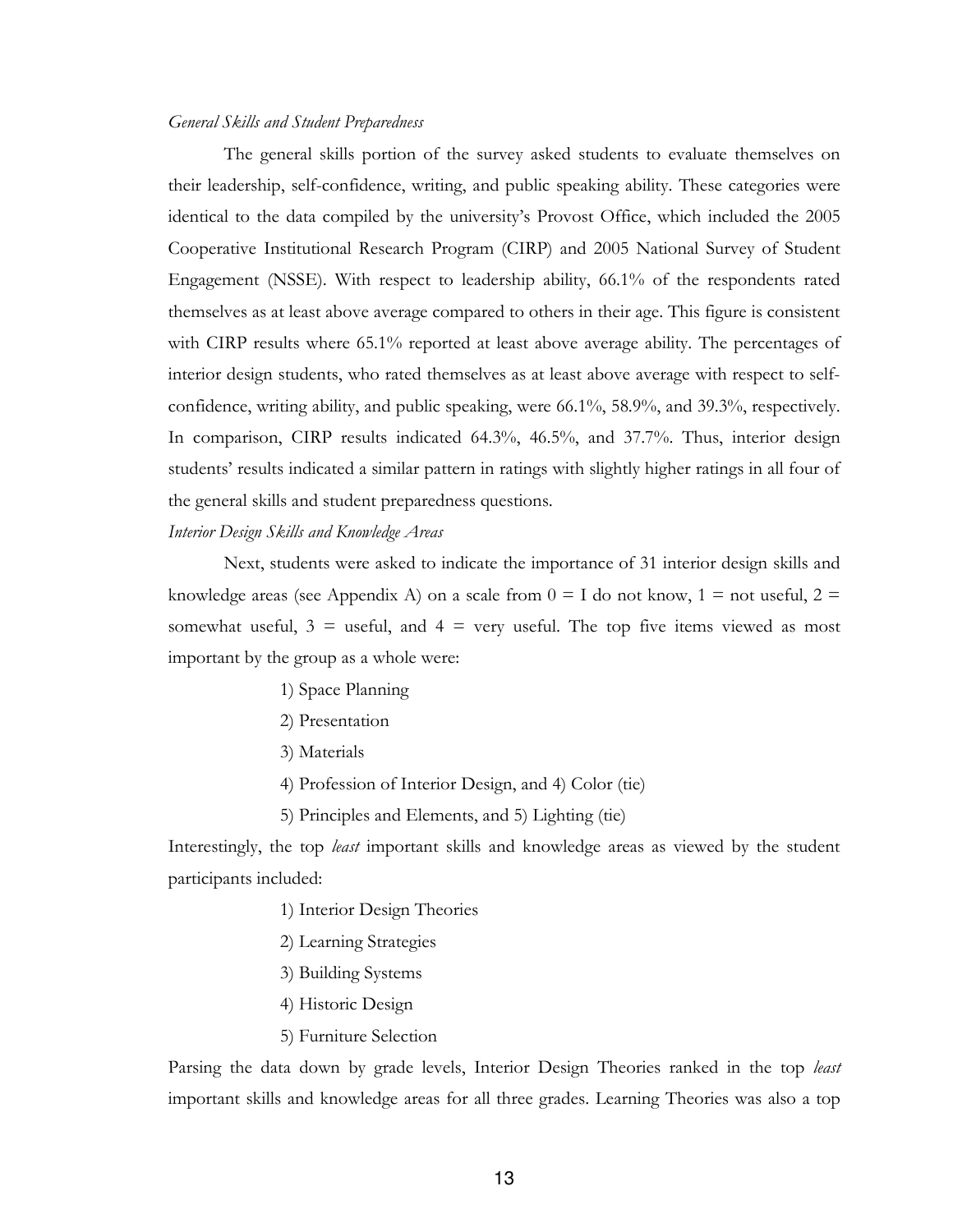*General Skills and Student Preparedness*

The general skills portion of the survey asked students to evaluate themselves on their leadership, self-confidence, writing, and public speaking ability. These categories were identical to the data compiled by the university's Provost Office, which included the 2005 Cooperative Institutional Research Program (CIRP) and 2005 National Survey of Student Engagement (NSSE). With respect to leadership ability, 66.1% of the respondents rated themselves as at least above average compared to others in their age. This figure is consistent with CIRP results where 65.1% reported at least above average ability. The percentages of interior design students, who rated themselves as at least above average with respect to self-confidence, writing ability, and public speaking, were 66.1%, 58.9%, and 39.3%, respectively. In comparison, CIRP results indicated 64.3%, 46.5%, and 37.7%. Thus, interior design students' results indicated a similar pattern in ratings with slightly higher ratings in all four of the general skills and student preparedness questions.

*Interior Design Skills and Knowledge Areas*

Next, students were asked to indicate the importance of 31 interior design skills and knowledge areas (see Appendix A) on a scale from 0 = I do not know, 1 = not useful, 2 = somewhat useful, 3 = useful, and 4 = very useful. The top five items viewed as most important by the group as a whole were:

1) Space Planning
2) Presentation
3) Materials
4) Profession of Interior Design, and 4) Color (tie)
5) Principles and Elements, and 5) Lighting (tie)

Interestingly, the top *least* important skills and knowledge areas as viewed by the student participants included:

1) Interior Design Theories
2) Learning Strategies
3) Building Systems
4) Historic Design
5) Furniture Selection

Parsing the data down by grade levels, Interior Design Theories ranked in the top *least* important skills and knowledge areas for all three grades. Learning Theories was also a top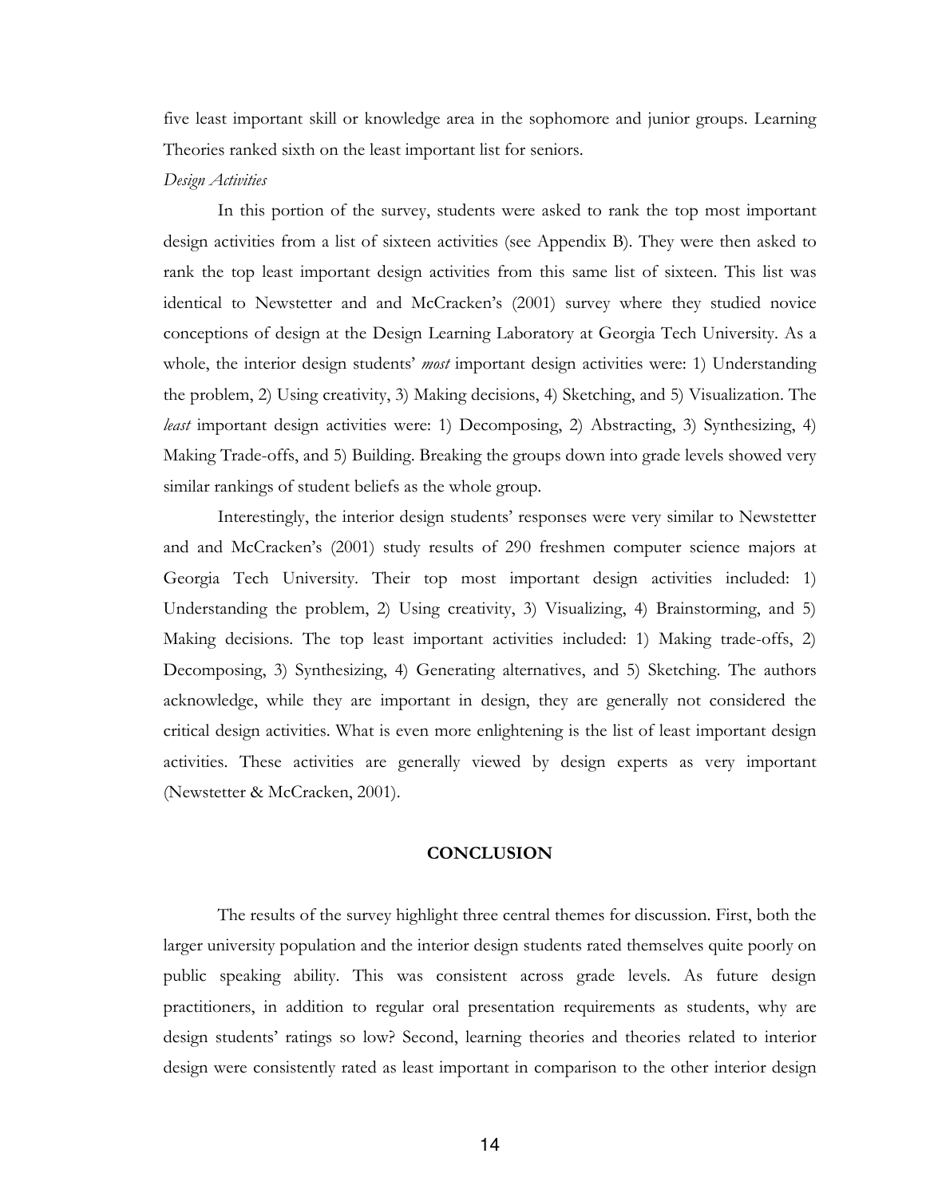five least important skill or knowledge area in the sophomore and junior groups. Learning Theories ranked sixth on the least important list for seniors.

*Design Activities*

In this portion of the survey, students were asked to rank the top most important design activities from a list of sixteen activities (see Appendix B). They were then asked to rank the top least important design activities from this same list of sixteen. This list was identical to Newstetter and and McCracken's (2001) survey where they studied novice conceptions of design at the Design Learning Laboratory at Georgia Tech University. As a whole, the interior design students' *most* important design activities were: 1) Understanding the problem, 2) Using creativity, 3) Making decisions, 4) Sketching, and 5) Visualization. The *least* important design activities were: 1) Decomposing, 2) Abstracting, 3) Synthesizing, 4) Making Trade-offs, and 5) Building. Breaking the groups down into grade levels showed very similar rankings of student beliefs as the whole group.

Interestingly, the interior design students' responses were very similar to Newstetter and and McCracken's (2001) study results of 290 freshmen computer science majors at Georgia Tech University. Their top most important design activities included: 1) Understanding the problem, 2) Using creativity, 3) Visualizing, 4) Brainstorming, and 5) Making decisions. The top least important activities included: 1) Making trade-offs, 2) Decomposing, 3) Synthesizing, 4) Generating alternatives, and 5) Sketching. The authors acknowledge, while they are important in design, they are generally not considered the critical design activities. What is even more enlightening is the list of least important design activities. These activities are generally viewed by design experts as very important (Newstetter & McCracken, 2001).

## CONCLUSION

The results of the survey highlight three central themes for discussion. First, both the larger university population and the interior design students rated themselves quite poorly on public speaking ability. This was consistent across grade levels. As future design practitioners, in addition to regular oral presentation requirements as students, why are design students' ratings so low? Second, learning theories and theories related to interior design were consistently rated as least important in comparison to the other interior design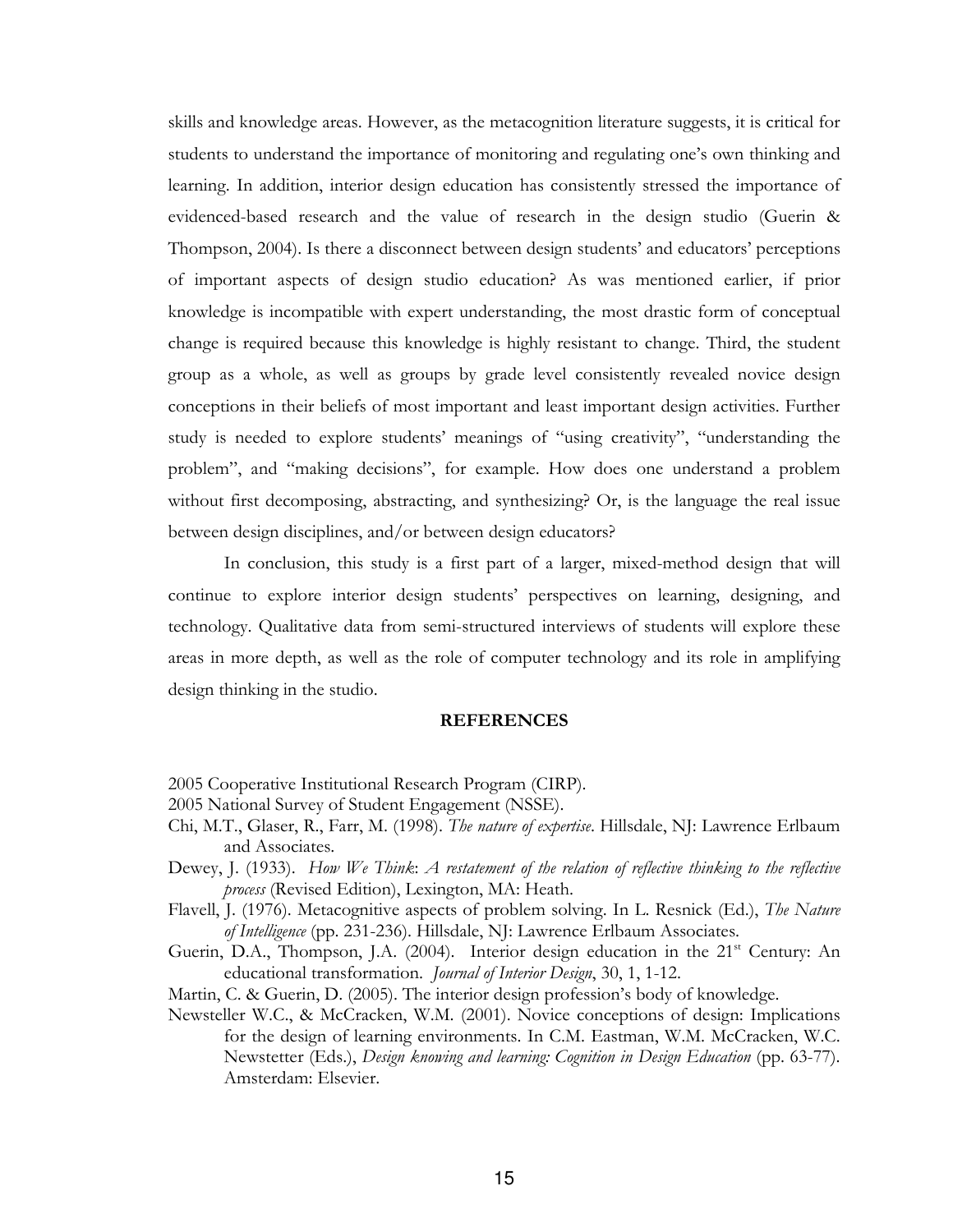skills and knowledge areas. However, as the metacognition literature suggests, it is critical for students to understand the importance of monitoring and regulating one's own thinking and learning. In addition, interior design education has consistently stressed the importance of evidenced-based research and the value of research in the design studio (Guerin & Thompson, 2004). Is there a disconnect between design students' and educators' perceptions of important aspects of design studio education? As was mentioned earlier, if prior knowledge is incompatible with expert understanding, the most drastic form of conceptual change is required because this knowledge is highly resistant to change. Third, the student group as a whole, as well as groups by grade level consistently revealed novice design conceptions in their beliefs of most important and least important design activities. Further study is needed to explore students' meanings of "using creativity", "understanding the problem", and "making decisions", for example. How does one understand a problem without first decomposing, abstracting, and synthesizing? Or, is the language the real issue between design disciplines, and/or between design educators?

In conclusion, this study is a first part of a larger, mixed-method design that will continue to explore interior design students' perspectives on learning, designing, and technology. Qualitative data from semi-structured interviews of students will explore these areas in more depth, as well as the role of computer technology and its role in amplifying design thinking in the studio.

## REFERENCES

2005 Cooperative Institutional Research Program (CIRP).

2005 National Survey of Student Engagement (NSSE).

Chi, M.T., Glaser, R., Farr, M. (1998). *The nature of expertise*. Hillsdale, NJ: Lawrence Erlbaum and Associates.

Dewey, J. (1933). *How We Think: A restatement of the relation of reflective thinking to the reflective process* (Revised Edition), Lexington, MA: Heath.

Flavell, J. (1976). Metacognitive aspects of problem solving. In L. Resnick (Ed.), *The Nature of Intelligence* (pp. 231-236). Hillsdale, NJ: Lawrence Erlbaum Associates.

Guerin, D.A., Thompson, J.A. (2004). Interior design education in the 21st Century: An educational transformation. *Journal of Interior Design*, 30, 1, 1-12.

Martin, C. & Guerin, D. (2005). The interior design profession's body of knowledge.

Newsteller W.C., & McCracken, W.M. (2001). Novice conceptions of design: Implications for the design of learning environments. In C.M. Eastman, W.M. McCracken, W.C. Newstetter (Eds.), *Design knowing and learning: Cognition in Design Education* (pp. 63-77). Amsterdam: Elsevier.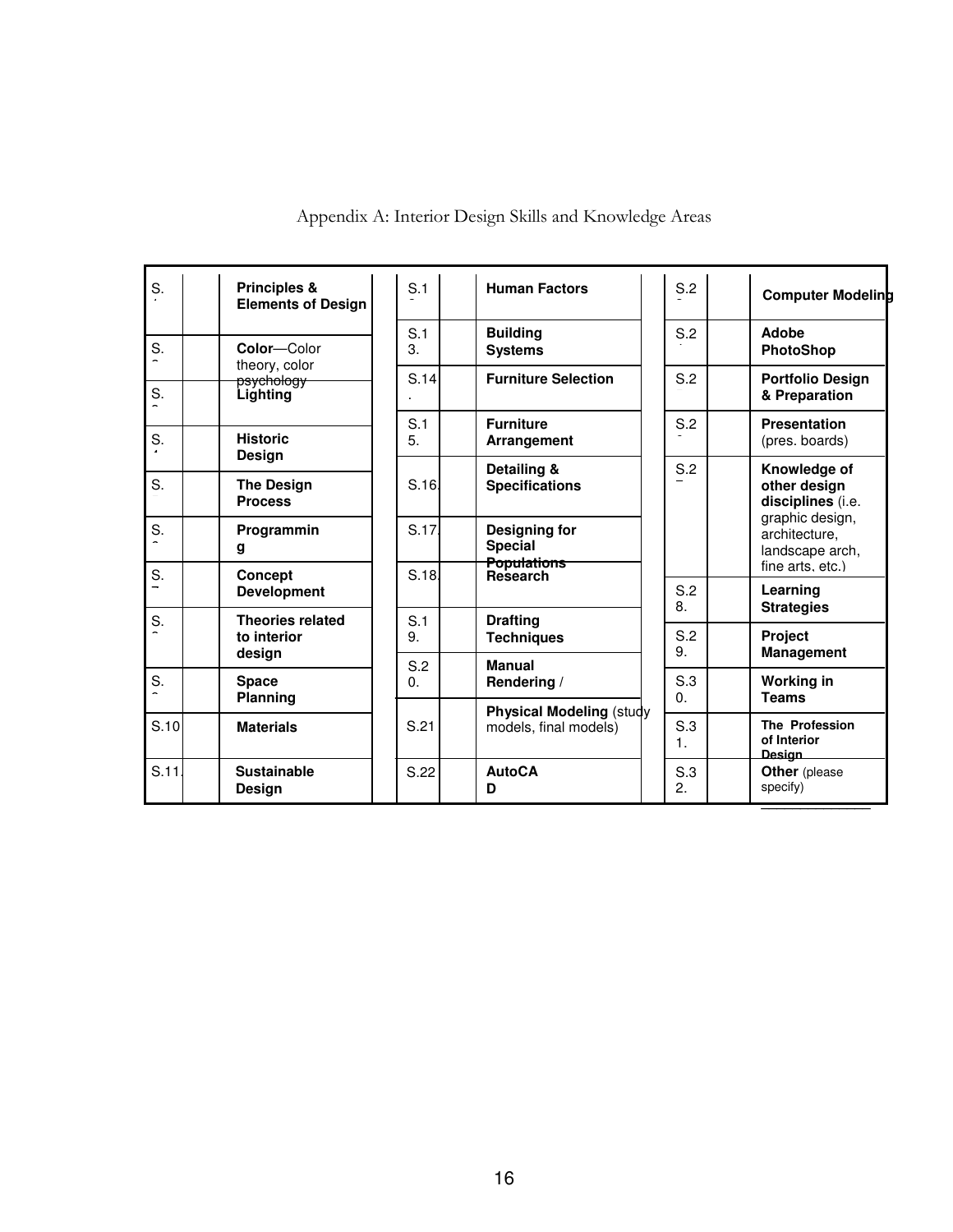Appendix A: Interior Design Skills and Knowledge Areas

| | | | | | | | | |
|---|---|---|---|---|---|---|---|---|
| S. | | **Principles & Elements of Design** | S.1 | | **Human Factors** | S.2 | | **Computer Modeling** |
| S. | | **Color**—Color theory, color psychology | S.13. | | **Building Systems** | S.2 | | **Adobe PhotoShop** |
| S. | | **Lighting** | S.14. | | **Furniture Selection** | S.2 | | **Portfolio Design & Preparation** |
| S. | | **Historic Design** | S.15. | | **Furniture Arrangement** | S.2 | | **Presentation** (pres. boards) |
| S. | | **The Design Process** | S.16. | | **Detailing & Specifications** | S.2 | | **Knowledge of other design disciplines** (i.e. graphic design, architecture, landscape arch, fine arts, etc.) |
| S. | | **Programming** | S.17. | | **Designing for Special Populations** | | | |
| S. | | **Concept Development** | S.18. | | **Research** | S.28. | | **Learning Strategies** |
| S. | | **Theories related to interior design** | S.19. | | **Drafting Techniques** | S.29. | | **Project Management** |
| S. | | **Space Planning** | S.20. | | **Manual Rendering** / | S.30. | | **Working in Teams** |
| S.10 | | **Materials** | S.21 | | **Physical Modeling** (study models, final models) | S.31. | | **The Profession of Interior Design** |
| S.11. | | **Sustainable Design** | S.22 | | **AutoCAD** | S.32. | | **Other** (please specify) \_\_\_\_\_\_\_\_\_\_\_\_ |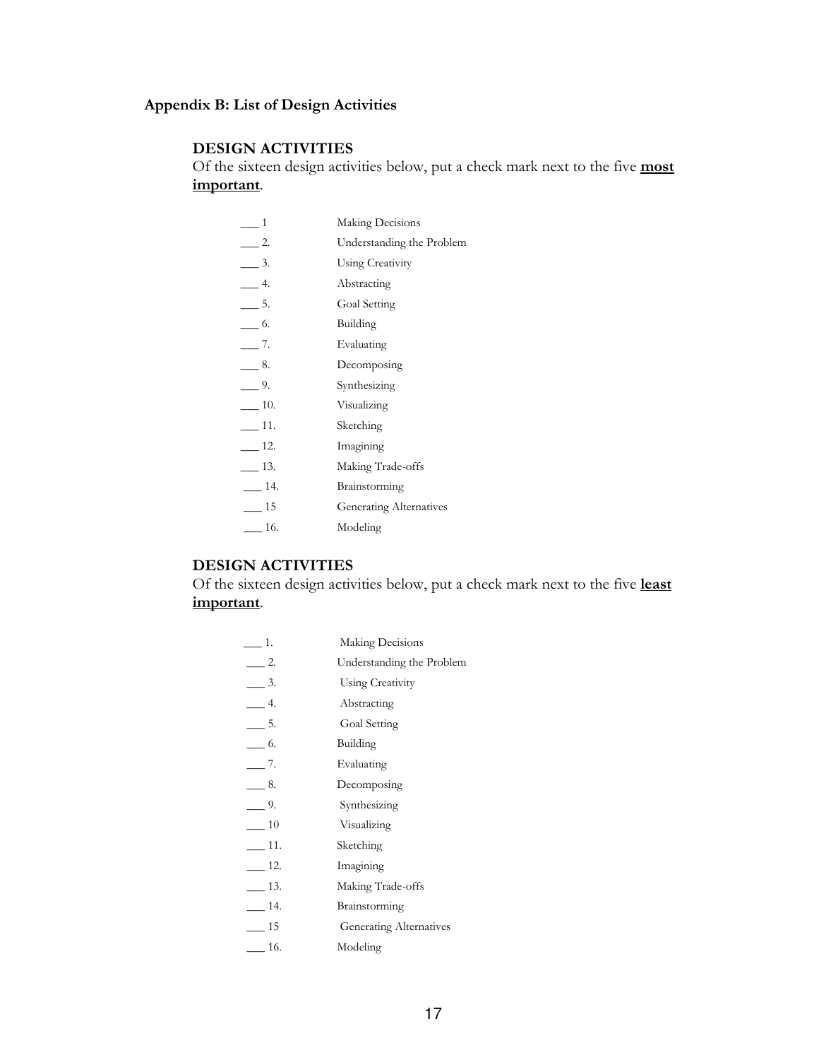## Appendix B: List of Design Activities

### DESIGN ACTIVITIES

Of the sixteen design activities below, put a check mark next to the five **most important**.

___ 1 Making Decisions
___ 2. Understanding the Problem
___ 3. Using Creativity
___ 4. Abstracting
___ 5. Goal Setting
___ 6. Building
___ 7. Evaluating
___ 8. Decomposing
___ 9. Synthesizing
___ 10. Visualizing
___ 11. Sketching
___ 12. Imagining
___ 13. Making Trade-offs
___ 14. Brainstorming
___ 15 Generating Alternatives
___ 16. Modeling

### DESIGN ACTIVITIES

Of the sixteen design activities below, put a check mark next to the five **least important**.

___ 1. Making Decisions
___ 2. Understanding the Problem
___ 3. Using Creativity
___ 4. Abstracting
___ 5. Goal Setting
___ 6. Building
___ 7. Evaluating
___ 8. Decomposing
___ 9. Synthesizing
___ 10 Visualizing
___ 11. Sketching
___ 12. Imagining
___ 13. Making Trade-offs
___ 14. Brainstorming
___ 15 Generating Alternatives
___ 16. Modeling